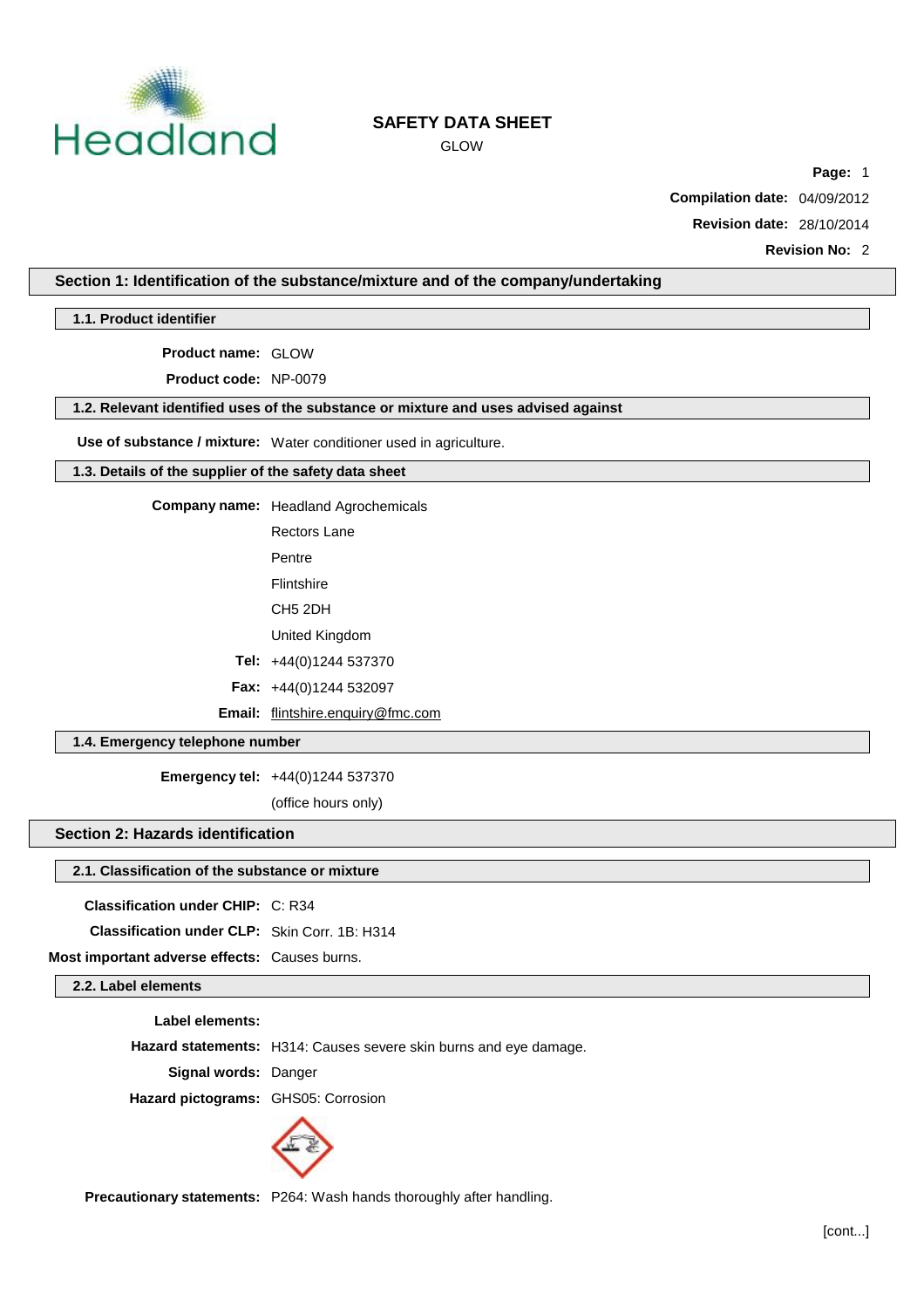# SAFETY DATA SHEET

GLOW

**Compilation date:** 04/09/2012

**Revision date:** 28/10/2014

**Revision No:** 2

## Section 1: Identification of the substance/mixture and of the company/undertaking

### 1.1. Product identifier

**Product name:** GLOW

**Product code:** NP-0079

### 1.2. Relevant identified uses of the substance or mixture and uses advised against

**Use of substance / mixture:** Water conditioner used in agriculture.

### 1.3. Details of the supplier of the safety data sheet

**Company name:** Headland Agrochemicals
Rectors Lane
Pentre
Flintshire
CH5 2DH
United Kingdom

**Tel:** +44(0)1244 537370

**Fax:** +44(0)1244 532097

**Email:** flintshire.enquiry@fmc.com

### 1.4. Emergency telephone number

**Emergency tel:** +44(0)1244 537370
(office hours only)

## Section 2: Hazards identification

### 2.1. Classification of the substance or mixture

**Classification under CHIP:** C: R34

**Classification under CLP:** Skin Corr. 1B: H314

**Most important adverse effects:** Causes burns.

### 2.2. Label elements

**Label elements:**

**Hazard statements:** H314: Causes severe skin burns and eye damage.

**Signal words:** Danger

**Hazard pictograms:** GHS05: Corrosion

**Precautionary statements:** P264: Wash hands thoroughly after handling.

[cont...]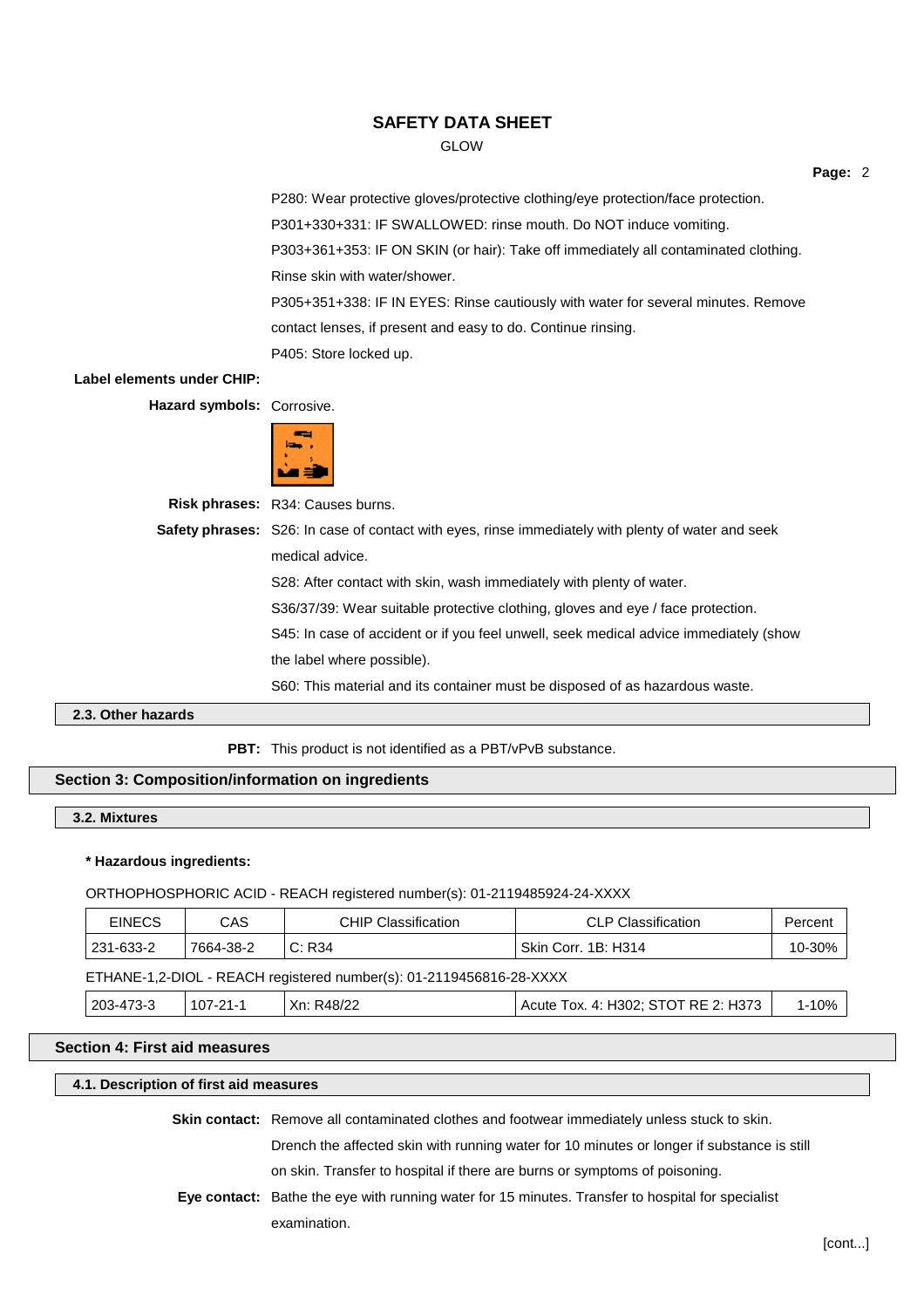P280: Wear protective gloves/protective clothing/eye protection/face protection.

P301+330+331: IF SWALLOWED: rinse mouth. Do NOT induce vomiting.

P303+361+353: IF ON SKIN (or hair): Take off immediately all contaminated clothing. Rinse skin with water/shower.

P305+351+338: IF IN EYES: Rinse cautiously with water for several minutes. Remove contact lenses, if present and easy to do. Continue rinsing.

P405: Store locked up.

**Label elements under CHIP:**

**Hazard symbols:** Corrosive.

**Risk phrases:** R34: Causes burns.

**Safety phrases:** S26: In case of contact with eyes, rinse immediately with plenty of water and seek medical advice.

S28: After contact with skin, wash immediately with plenty of water.

S36/37/39: Wear suitable protective clothing, gloves and eye / face protection.

S45: In case of accident or if you feel unwell, seek medical advice immediately (show the label where possible).

S60: This material and its container must be disposed of as hazardous waste.

### 2.3. Other hazards

**PBT:** This product is not identified as a PBT/vPvB substance.

## Section 3: Composition/information on ingredients

### 3.2. Mixtures

**\* Hazardous ingredients:**

ORTHOPHOSPHORIC ACID - REACH registered number(s): 01-2119485924-24-XXXX

| EINECS | CAS | CHIP Classification | CLP Classification | Percent |
|---|---|---|---|---|
| 231-633-2 | 7664-38-2 | C: R34 | Skin Corr. 1B: H314 | 10-30% |

ETHANE-1,2-DIOL - REACH registered number(s): 01-2119456816-28-XXXX

| EINECS | CAS | CHIP Classification | CLP Classification | Percent |
|---|---|---|---|---|
| 203-473-3 | 107-21-1 | Xn: R48/22 | Acute Tox. 4: H302; STOT RE 2: H373 | 1-10% |

## Section 4: First aid measures

### 4.1. Description of first aid measures

**Skin contact:** Remove all contaminated clothes and footwear immediately unless stuck to skin. Drench the affected skin with running water for 10 minutes or longer if substance is still on skin. Transfer to hospital if there are burns or symptoms of poisoning.

**Eye contact:** Bathe the eye with running water for 15 minutes. Transfer to hospital for specialist examination.

[cont...]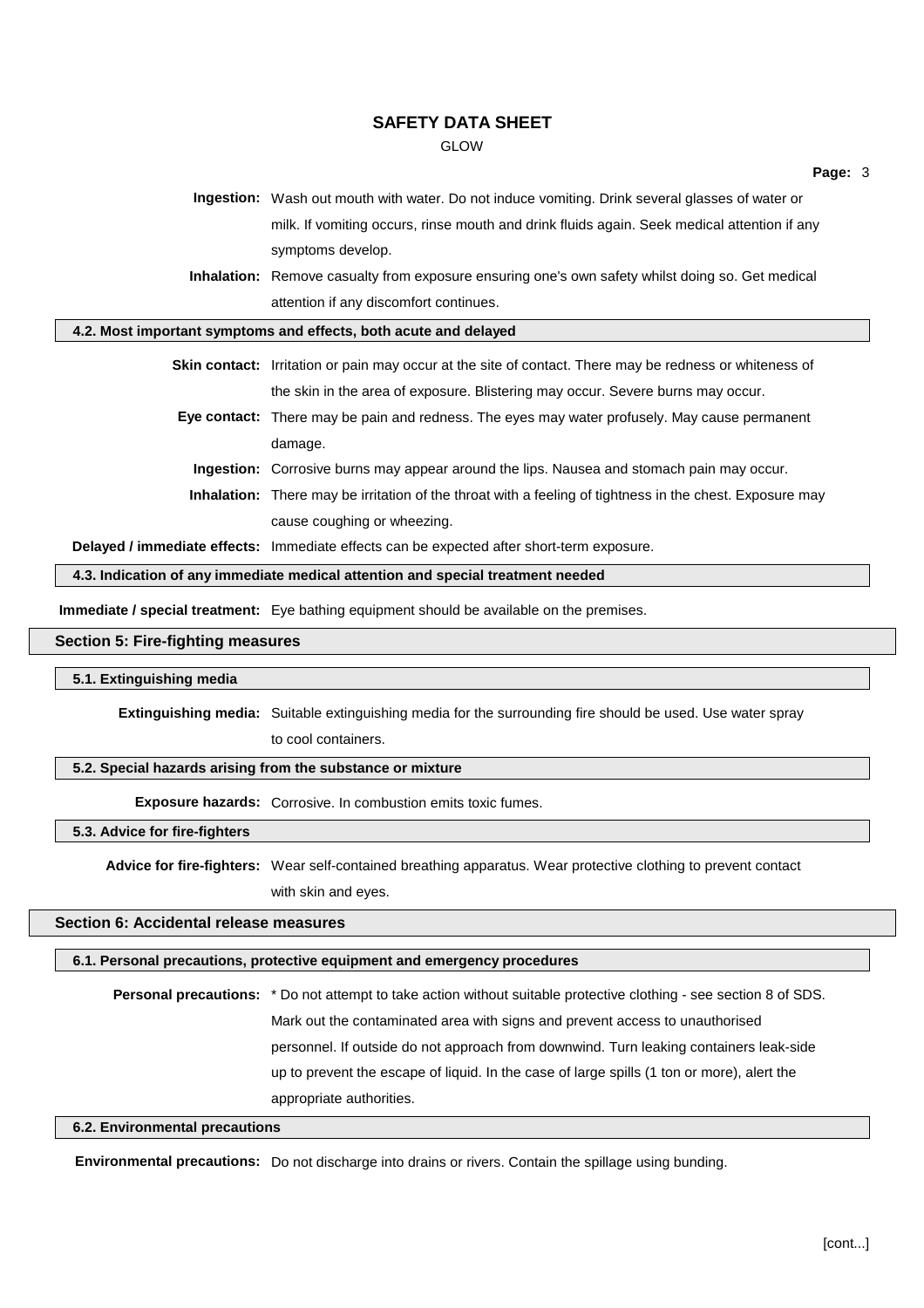**Ingestion:** Wash out mouth with water. Do not induce vomiting. Drink several glasses of water or milk. If vomiting occurs, rinse mouth and drink fluids again. Seek medical attention if any symptoms develop.

**Inhalation:** Remove casualty from exposure ensuring one's own safety whilst doing so. Get medical attention if any discomfort continues.

### 4.2. Most important symptoms and effects, both acute and delayed

**Skin contact:** Irritation or pain may occur at the site of contact. There may be redness or whiteness of the skin in the area of exposure. Blistering may occur. Severe burns may occur.

**Eye contact:** There may be pain and redness. The eyes may water profusely. May cause permanent damage.

**Ingestion:** Corrosive burns may appear around the lips. Nausea and stomach pain may occur.

**Inhalation:** There may be irritation of the throat with a feeling of tightness in the chest. Exposure may cause coughing or wheezing.

**Delayed / immediate effects:** Immediate effects can be expected after short-term exposure.

### 4.3. Indication of any immediate medical attention and special treatment needed

**Immediate / special treatment:** Eye bathing equipment should be available on the premises.

## Section 5: Fire-fighting measures

### 5.1. Extinguishing media

**Extinguishing media:** Suitable extinguishing media for the surrounding fire should be used. Use water spray to cool containers.

### 5.2. Special hazards arising from the substance or mixture

**Exposure hazards:** Corrosive. In combustion emits toxic fumes.

### 5.3. Advice for fire-fighters

**Advice for fire-fighters:** Wear self-contained breathing apparatus. Wear protective clothing to prevent contact with skin and eyes.

## Section 6: Accidental release measures

### 6.1. Personal precautions, protective equipment and emergency procedures

**Personal precautions:** * Do not attempt to take action without suitable protective clothing - see section 8 of SDS. Mark out the contaminated area with signs and prevent access to unauthorised personnel. If outside do not approach from downwind. Turn leaking containers leak-side up to prevent the escape of liquid. In the case of large spills (1 ton or more), alert the appropriate authorities.

### 6.2. Environmental precautions

**Environmental precautions:** Do not discharge into drains or rivers. Contain the spillage using bunding.

[cont...]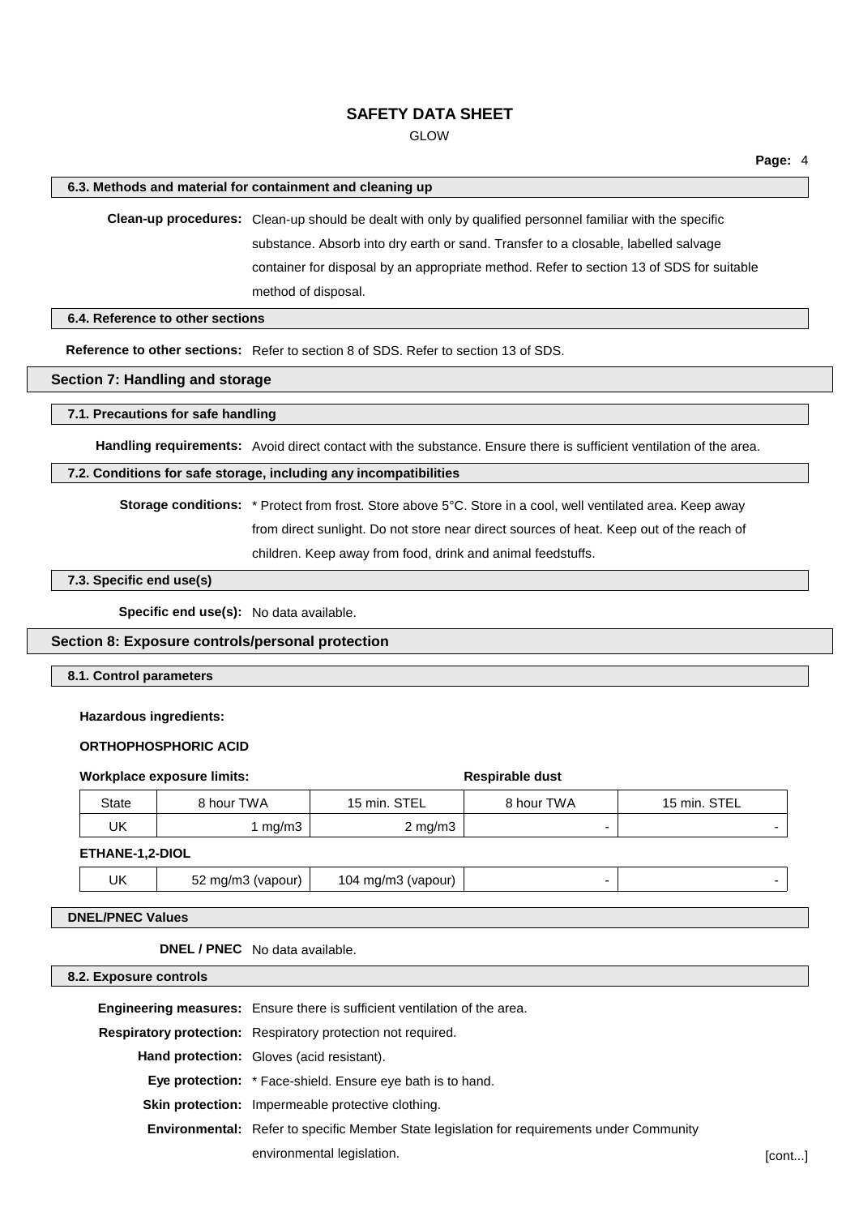### 6.3. Methods and material for containment and cleaning up

**Clean-up procedures:** Clean-up should be dealt with only by qualified personnel familiar with the specific substance. Absorb into dry earth or sand. Transfer to a closable, labelled salvage container for disposal by an appropriate method. Refer to section 13 of SDS for suitable method of disposal.

### 6.4. Reference to other sections

**Reference to other sections:** Refer to section 8 of SDS. Refer to section 13 of SDS.

## Section 7: Handling and storage

### 7.1. Precautions for safe handling

**Handling requirements:** Avoid direct contact with the substance. Ensure there is sufficient ventilation of the area.

### 7.2. Conditions for safe storage, including any incompatibilities

**Storage conditions:** * Protect from frost. Store above 5°C. Store in a cool, well ventilated area. Keep away from direct sunlight. Do not store near direct sources of heat. Keep out of the reach of children. Keep away from food, drink and animal feedstuffs.

### 7.3. Specific end use(s)

**Specific end use(s):** No data available.

## Section 8: Exposure controls/personal protection

### 8.1. Control parameters

**Hazardous ingredients:**

**ORTHOPHOSPHORIC ACID**

| **Workplace exposure limits:** | | | **Respirable dust** | |
|---|---|---|---|---|
| State | 8 hour TWA | 15 min. STEL | 8 hour TWA | 15 min. STEL |
| UK | 1 mg/m3 | 2 mg/m3 | - | - |
| **ETHANE-1,2-DIOL** | | | | |
| UK | 52 mg/m3 (vapour) | 104 mg/m3 (vapour) | - | - |

### DNEL/PNEC Values

**DNEL / PNEC** No data available.

### 8.2. Exposure controls

**Engineering measures:** Ensure there is sufficient ventilation of the area.

**Respiratory protection:** Respiratory protection not required.

**Hand protection:** Gloves (acid resistant).

**Eye protection:** * Face-shield. Ensure eye bath is to hand.

**Skin protection:** Impermeable protective clothing.

**Environmental:** Refer to specific Member State legislation for requirements under Community environmental legislation.

[cont...]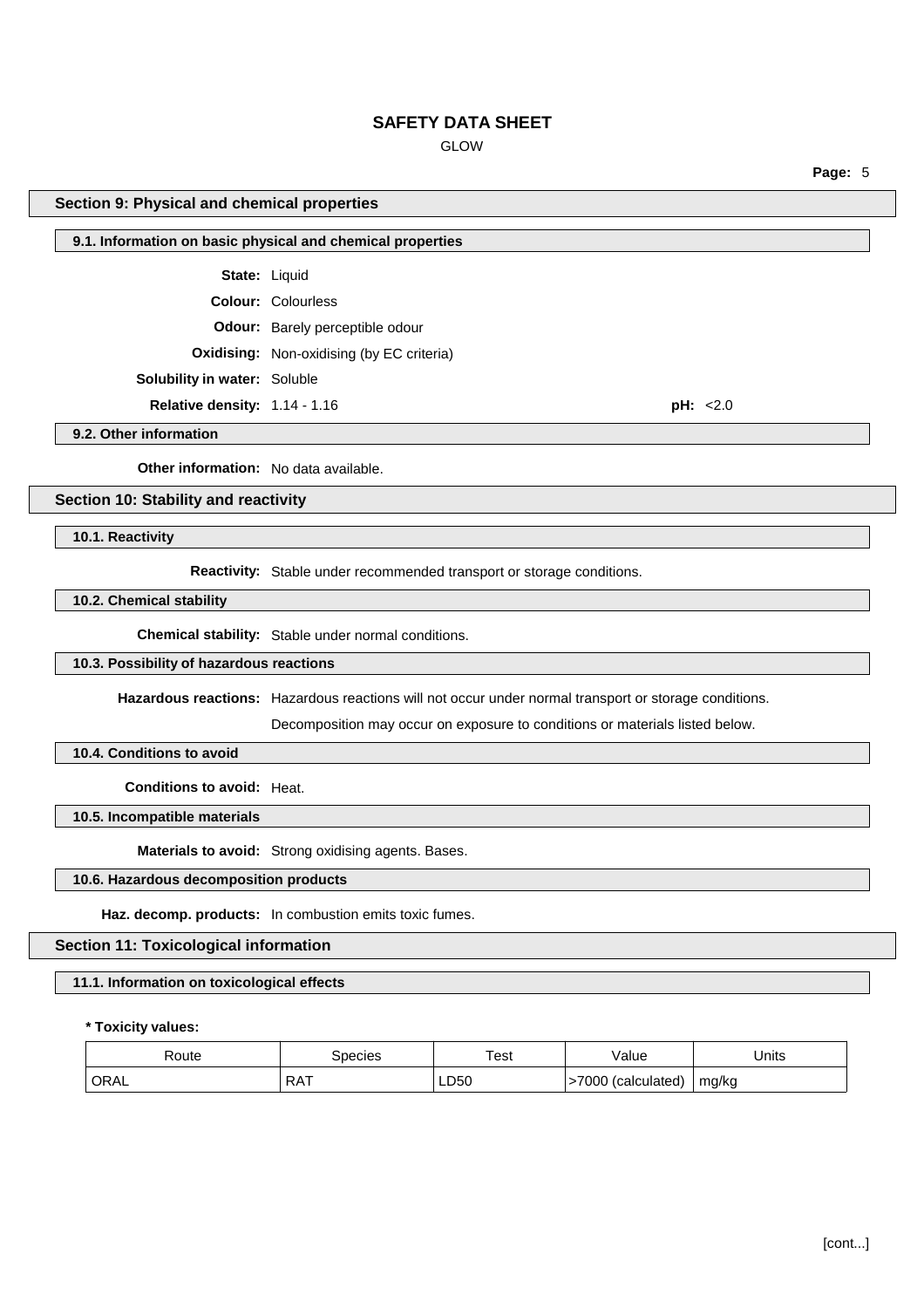## Section 9: Physical and chemical properties

### 9.1. Information on basic physical and chemical properties

**State:** Liquid

**Colour:** Colourless

**Odour:** Barely perceptible odour

**Oxidising:** Non-oxidising (by EC criteria)

**Solubility in water:** Soluble

**Relative density:** 1.14 - 1.16

**pH:** <2.0

### 9.2. Other information

**Other information:** No data available.

## Section 10: Stability and reactivity

### 10.1. Reactivity

**Reactivity:** Stable under recommended transport or storage conditions.

### 10.2. Chemical stability

**Chemical stability:** Stable under normal conditions.

### 10.3. Possibility of hazardous reactions

**Hazardous reactions:** Hazardous reactions will not occur under normal transport or storage conditions.

Decomposition may occur on exposure to conditions or materials listed below.

### 10.4. Conditions to avoid

**Conditions to avoid:** Heat.

### 10.5. Incompatible materials

**Materials to avoid:** Strong oxidising agents. Bases.

### 10.6. Hazardous decomposition products

**Haz. decomp. products:** In combustion emits toxic fumes.

## Section 11: Toxicological information

### 11.1. Information on toxicological effects

**\* Toxicity values:**

| Route | Species | Test | Value | Units |
|---|---|---|---|---|
| ORAL | RAT | LD50 | >7000 (calculated) | mg/kg |

[cont...]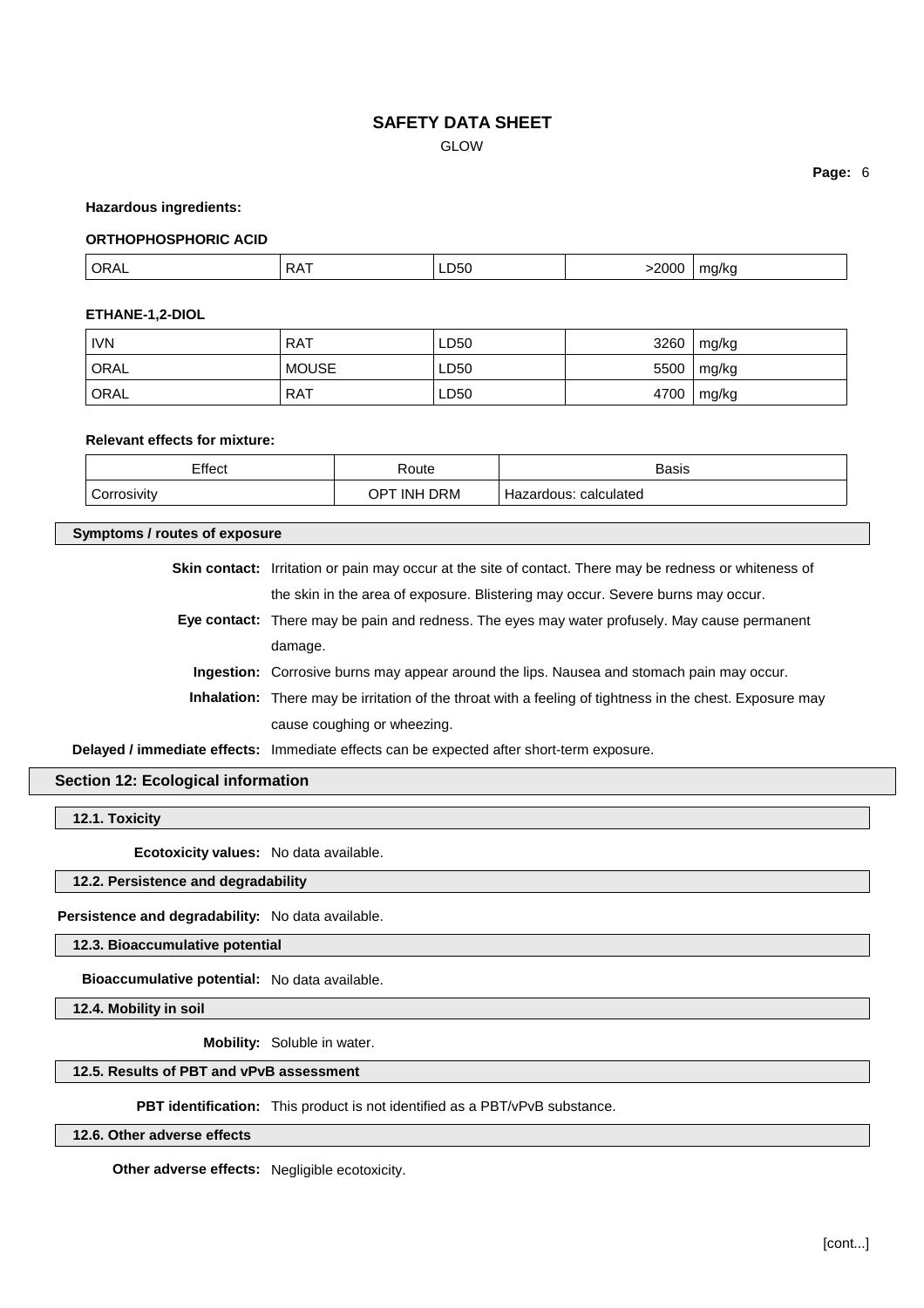**Hazardous ingredients:**

**ORTHOPHOSPHORIC ACID**

| ORAL | RAT | LD50 | >2000 | mg/kg |
|---|---|---|---|---|

**ETHANE-1,2-DIOL**

| IVN | RAT | LD50 | 3260 | mg/kg |
|---|---|---|---|---|
| ORAL | MOUSE | LD50 | 5500 | mg/kg |
| ORAL | RAT | LD50 | 4700 | mg/kg |

**Relevant effects for mixture:**

| Effect | Route | Basis |
|---|---|---|
| Corrosivity | OPT INH DRM | Hazardous: calculated |

### Symptoms / routes of exposure

**Skin contact:** Irritation or pain may occur at the site of contact. There may be redness or whiteness of the skin in the area of exposure. Blistering may occur. Severe burns may occur.

**Eye contact:** There may be pain and redness. The eyes may water profusely. May cause permanent damage.

**Ingestion:** Corrosive burns may appear around the lips. Nausea and stomach pain may occur.

**Inhalation:** There may be irritation of the throat with a feeling of tightness in the chest. Exposure may cause coughing or wheezing.

**Delayed / immediate effects:** Immediate effects can be expected after short-term exposure.

## Section 12: Ecological information

### 12.1. Toxicity

**Ecotoxicity values:** No data available.

### 12.2. Persistence and degradability

**Persistence and degradability:** No data available.

### 12.3. Bioaccumulative potential

**Bioaccumulative potential:** No data available.

### 12.4. Mobility in soil

**Mobility:** Soluble in water.

### 12.5. Results of PBT and vPvB assessment

**PBT identification:** This product is not identified as a PBT/vPvB substance.

### 12.6. Other adverse effects

**Other adverse effects:** Negligible ecotoxicity.

[cont...]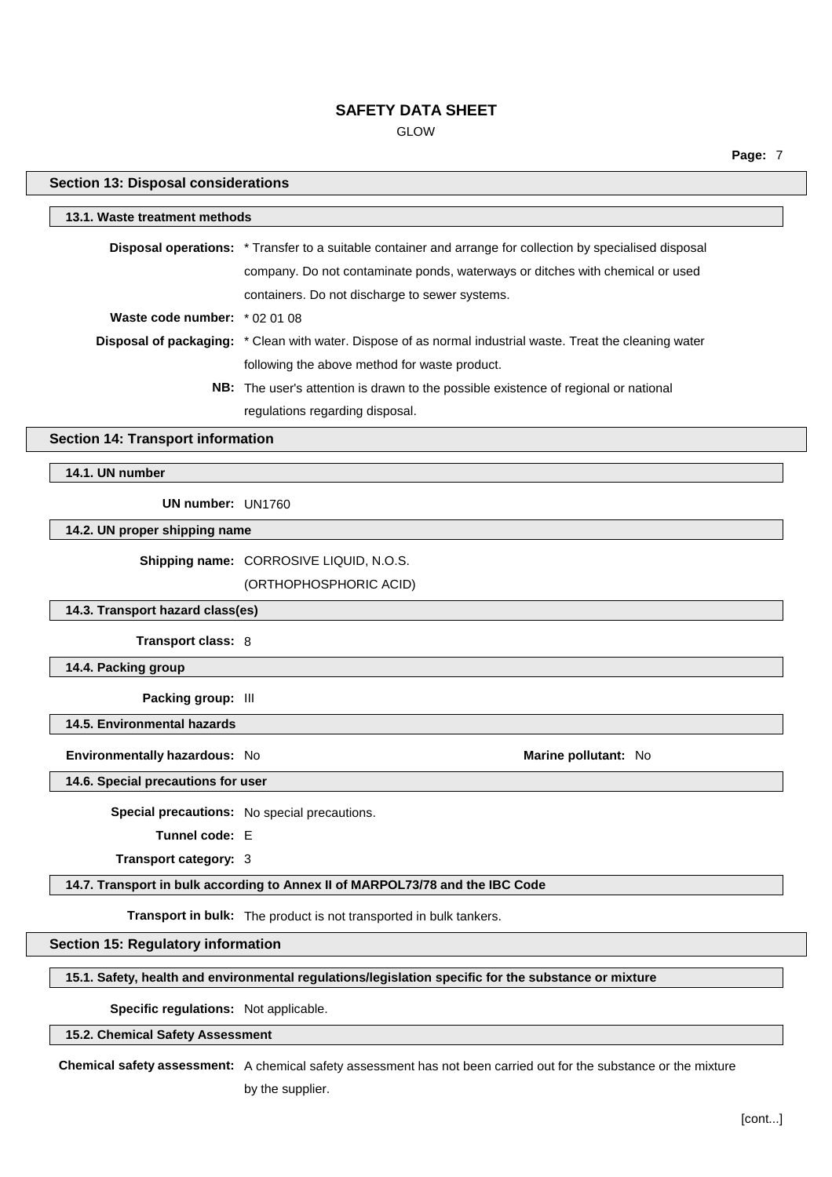## Section 13: Disposal considerations

### 13.1. Waste treatment methods

**Disposal operations:** * Transfer to a suitable container and arrange for collection by specialised disposal company. Do not contaminate ponds, waterways or ditches with chemical or used containers. Do not discharge to sewer systems.

**Waste code number:** * 02 01 08

**Disposal of packaging:** * Clean with water. Dispose of as normal industrial waste. Treat the cleaning water following the above method for waste product.

**NB:** The user's attention is drawn to the possible existence of regional or national regulations regarding disposal.

## Section 14: Transport information

### 14.1. UN number

**UN number:** UN1760

### 14.2. UN proper shipping name

**Shipping name:** CORROSIVE LIQUID, N.O.S. (ORTHOPHOSPHORIC ACID)

### 14.3. Transport hazard class(es)

**Transport class:** 8

### 14.4. Packing group

**Packing group:** III

### 14.5. Environmental hazards

**Environmentally hazardous:** No

**Marine pollutant:** No

### 14.6. Special precautions for user

**Special precautions:** No special precautions.

**Tunnel code:** E

**Transport category:** 3

### 14.7. Transport in bulk according to Annex II of MARPOL73/78 and the IBC Code

**Transport in bulk:** The product is not transported in bulk tankers.

## Section 15: Regulatory information

### 15.1. Safety, health and environmental regulations/legislation specific for the substance or mixture

**Specific regulations:** Not applicable.

### 15.2. Chemical Safety Assessment

**Chemical safety assessment:** A chemical safety assessment has not been carried out for the substance or the mixture by the supplier.

[cont...]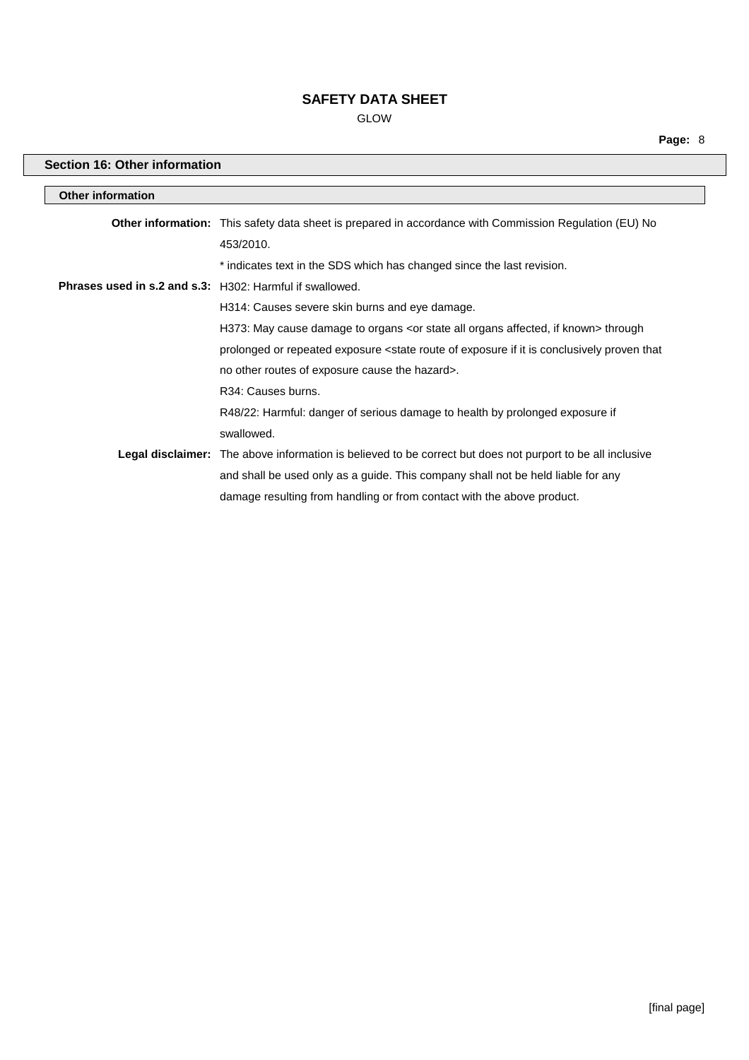## Section 16: Other information

### Other information

**Other information:** This safety data sheet is prepared in accordance with Commission Regulation (EU) No 453/2010.

* indicates text in the SDS which has changed since the last revision.

**Phrases used in s.2 and s.3:** H302: Harmful if swallowed.

H314: Causes severe skin burns and eye damage.

H373: May cause damage to organs <or state all organs affected, if known> through prolonged or repeated exposure <state route of exposure if it is conclusively proven that no other routes of exposure cause the hazard>.

R34: Causes burns.

R48/22: Harmful: danger of serious damage to health by prolonged exposure if swallowed.

**Legal disclaimer:** The above information is believed to be correct but does not purport to be all inclusive and shall be used only as a guide. This company shall not be held liable for any damage resulting from handling or from contact with the above product.